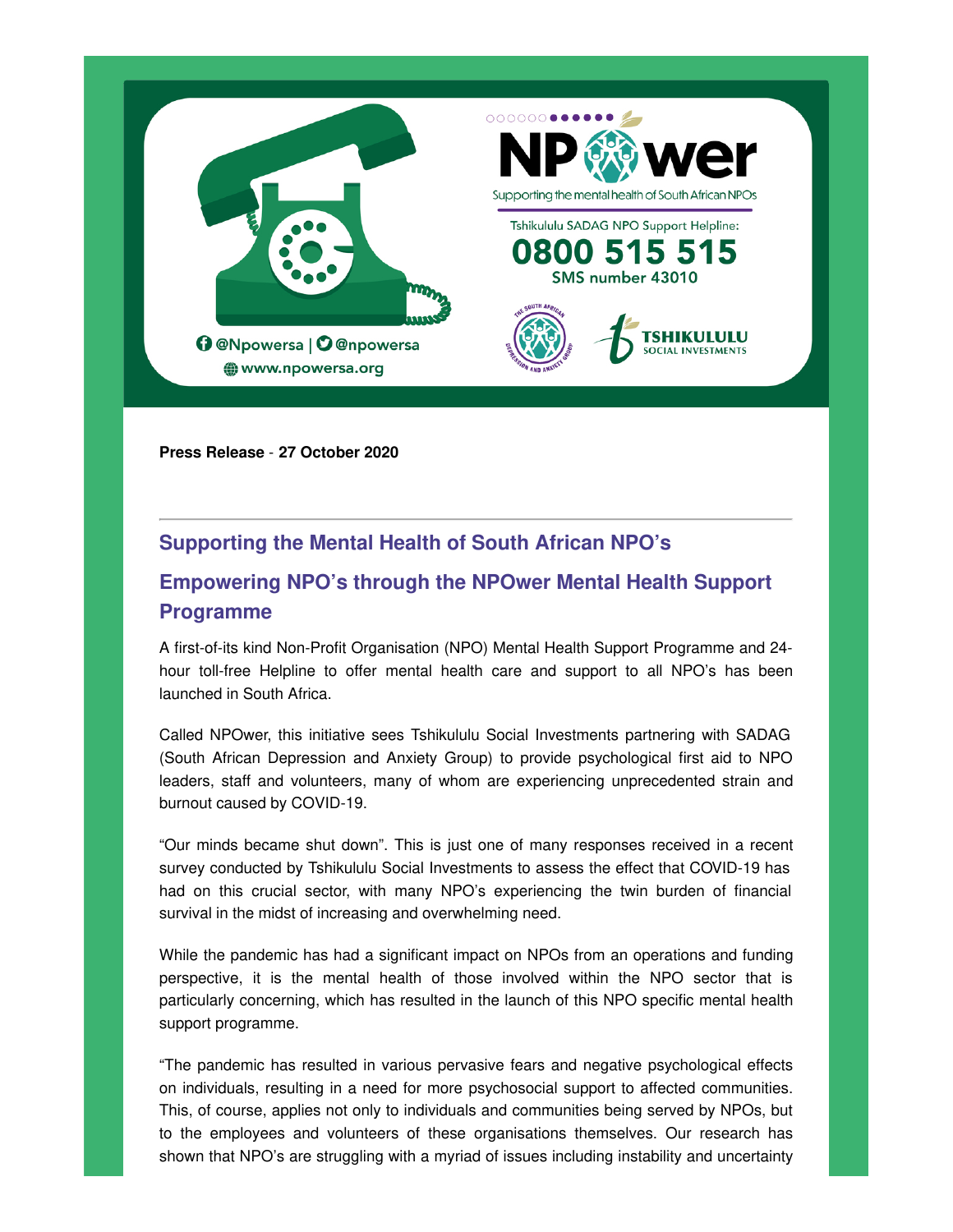NPOwer

Supporting the mental health of South African NPOs

Tshikululu SADAG NPO Support Helpline:

**0800 515 515**

SMS number 43010

@Npowersa | @npowersa

www.npowersa.org

**Press Release** - **27 October 2020**

---

## Supporting the Mental Health of South African NPO's

## Empowering NPO's through the NPOwer Mental Health Support Programme

A first-of-its kind Non-Profit Organisation (NPO) Mental Health Support Programme and 24-hour toll-free Helpline to offer mental health care and support to all NPO's has been launched in South Africa.

Called NPOwer, this initiative sees Tshikululu Social Investments partnering with SADAG (South African Depression and Anxiety Group) to provide psychological first aid to NPO leaders, staff and volunteers, many of whom are experiencing unprecedented strain and burnout caused by COVID-19.

"Our minds became shut down". This is just one of many responses received in a recent survey conducted by Tshikululu Social Investments to assess the effect that COVID-19 has had on this crucial sector, with many NPO's experiencing the twin burden of financial survival in the midst of increasing and overwhelming need.

While the pandemic has had a significant impact on NPOs from an operations and funding perspective, it is the mental health of those involved within the NPO sector that is particularly concerning, which has resulted in the launch of this NPO specific mental health support programme.

"The pandemic has resulted in various pervasive fears and negative psychological effects on individuals, resulting in a need for more psychosocial support to affected communities. This, of course, applies not only to individuals and communities being served by NPOs, but to the employees and volunteers of these organisations themselves. Our research has shown that NPO's are struggling with a myriad of issues including instability and uncertainty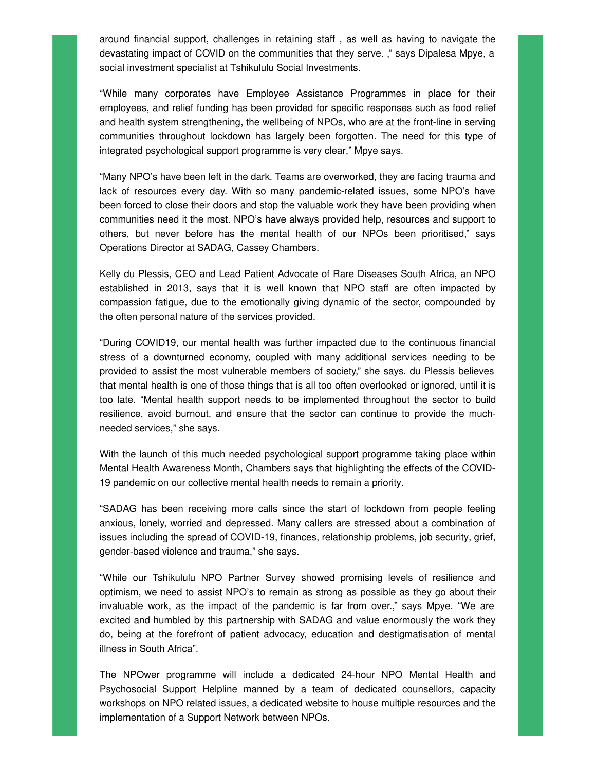around financial support, challenges in retaining staff , as well as having to navigate the devastating impact of COVID on the communities that they serve. ," says Dipalesa Mpye, a social investment specialist at Tshikululu Social Investments.

"While many corporates have Employee Assistance Programmes in place for their employees, and relief funding has been provided for specific responses such as food relief and health system strengthening, the wellbeing of NPOs, who are at the front-line in serving communities throughout lockdown has largely been forgotten. The need for this type of integrated psychological support programme is very clear," Mpye says.

"Many NPO's have been left in the dark. Teams are overworked, they are facing trauma and lack of resources every day. With so many pandemic-related issues, some NPO's have been forced to close their doors and stop the valuable work they have been providing when communities need it the most. NPO's have always provided help, resources and support to others, but never before has the mental health of our NPOs been prioritised," says Operations Director at SADAG, Cassey Chambers.

Kelly du Plessis, CEO and Lead Patient Advocate of Rare Diseases South Africa, an NPO established in 2013, says that it is well known that NPO staff are often impacted by compassion fatigue, due to the emotionally giving dynamic of the sector, compounded by the often personal nature of the services provided.

"During COVID19, our mental health was further impacted due to the continuous financial stress of a downturned economy, coupled with many additional services needing to be provided to assist the most vulnerable members of society," she says. du Plessis believes that mental health is one of those things that is all too often overlooked or ignored, until it is too late. "Mental health support needs to be implemented throughout the sector to build resilience, avoid burnout, and ensure that the sector can continue to provide the much-needed services," she says.

With the launch of this much needed psychological support programme taking place within Mental Health Awareness Month, Chambers says that highlighting the effects of the COVID-19 pandemic on our collective mental health needs to remain a priority.

"SADAG has been receiving more calls since the start of lockdown from people feeling anxious, lonely, worried and depressed. Many callers are stressed about a combination of issues including the spread of COVID-19, finances, relationship problems, job security, grief, gender-based violence and trauma," she says.

"While our Tshikululu NPO Partner Survey showed promising levels of resilience and optimism, we need to assist NPO's to remain as strong as possible as they go about their invaluable work, as the impact of the pandemic is far from over.," says Mpye. "We are excited and humbled by this partnership with SADAG and value enormously the work they do, being at the forefront of patient advocacy, education and destigmatisation of mental illness in South Africa".

The NPOwer programme will include a dedicated 24-hour NPO Mental Health and Psychosocial Support Helpline manned by a team of dedicated counsellors, capacity workshops on NPO related issues, a dedicated website to house multiple resources and the implementation of a Support Network between NPOs.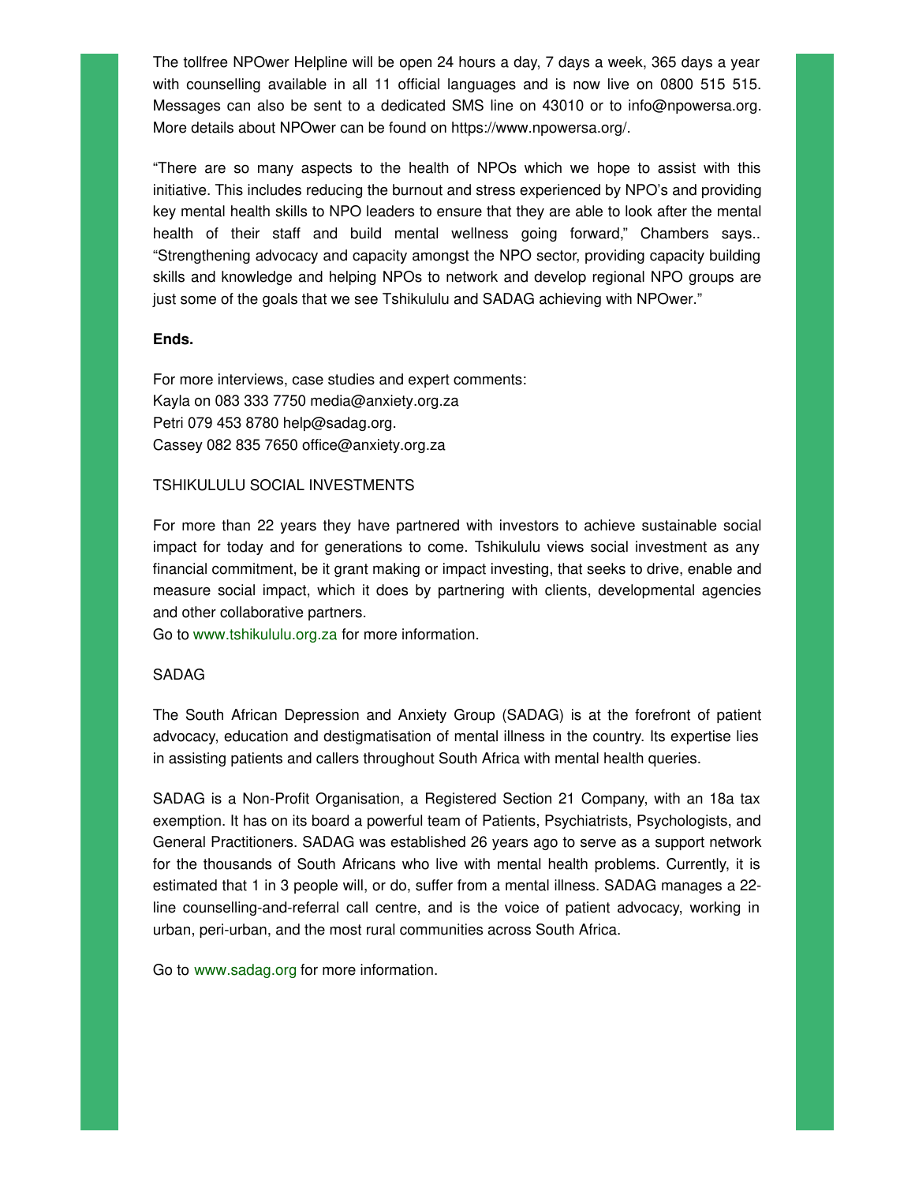The tollfree NPOwer Helpline will be open 24 hours a day, 7 days a week, 365 days a year with counselling available in all 11 official languages and is now live on 0800 515 515. Messages can also be sent to a dedicated SMS line on 43010 or to info@npowersa.org. More details about NPOwer can be found on https://www.npowersa.org/.

"There are so many aspects to the health of NPOs which we hope to assist with this initiative. This includes reducing the burnout and stress experienced by NPO's and providing key mental health skills to NPO leaders to ensure that they are able to look after the mental health of their staff and build mental wellness going forward," Chambers says.. "Strengthening advocacy and capacity amongst the NPO sector, providing capacity building skills and knowledge and helping NPOs to network and develop regional NPO groups are just some of the goals that we see Tshikululu and SADAG achieving with NPOwer."

**Ends.**

For more interviews, case studies and expert comments:
Kayla on 083 333 7750 media@anxiety.org.za
Petri 079 453 8780 help@sadag.org.
Cassey 082 835 7650 office@anxiety.org.za

TSHIKULULU SOCIAL INVESTMENTS

For more than 22 years they have partnered with investors to achieve sustainable social impact for today and for generations to come. Tshikululu views social investment as any financial commitment, be it grant making or impact investing, that seeks to drive, enable and measure social impact, which it does by partnering with clients, developmental agencies and other collaborative partners.
Go to www.tshikululu.org.za for more information.

SADAG

The South African Depression and Anxiety Group (SADAG) is at the forefront of patient advocacy, education and destigmatisation of mental illness in the country. Its expertise lies in assisting patients and callers throughout South Africa with mental health queries.

SADAG is a Non-Profit Organisation, a Registered Section 21 Company, with an 18a tax exemption. It has on its board a powerful team of Patients, Psychiatrists, Psychologists, and General Practitioners. SADAG was established 26 years ago to serve as a support network for the thousands of South Africans who live with mental health problems. Currently, it is estimated that 1 in 3 people will, or do, suffer from a mental illness. SADAG manages a 22-line counselling-and-referral call centre, and is the voice of patient advocacy, working in urban, peri-urban, and the most rural communities across South Africa.

Go to www.sadag.org for more information.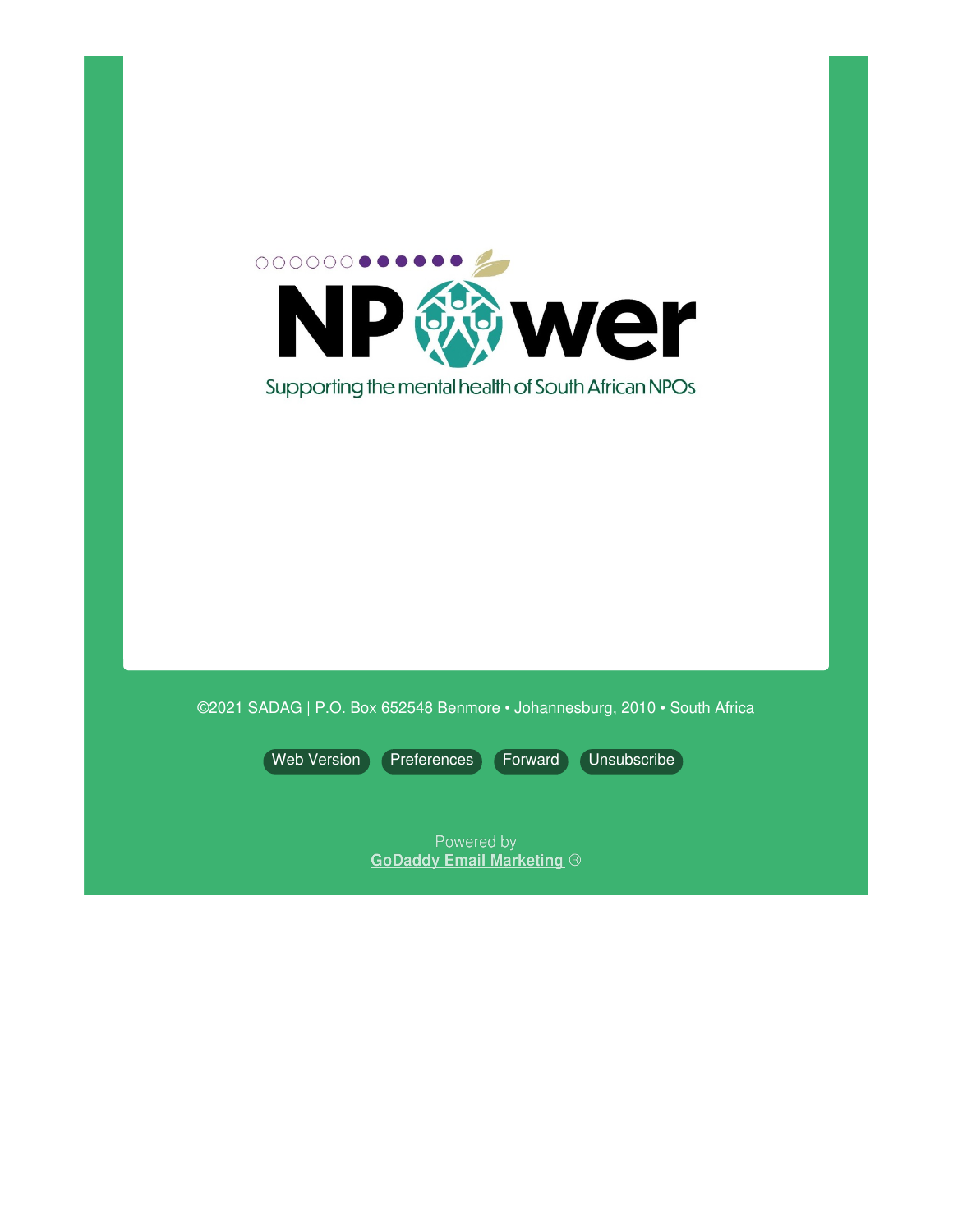NPOwer

Supporting the mental health of South African NPOs

©2021 SADAG | P.O. Box 652548 Benmore • Johannesburg, 2010 • South Africa

Web Version Preferences Forward Unsubscribe

Powered by
GoDaddy Email Marketing ®